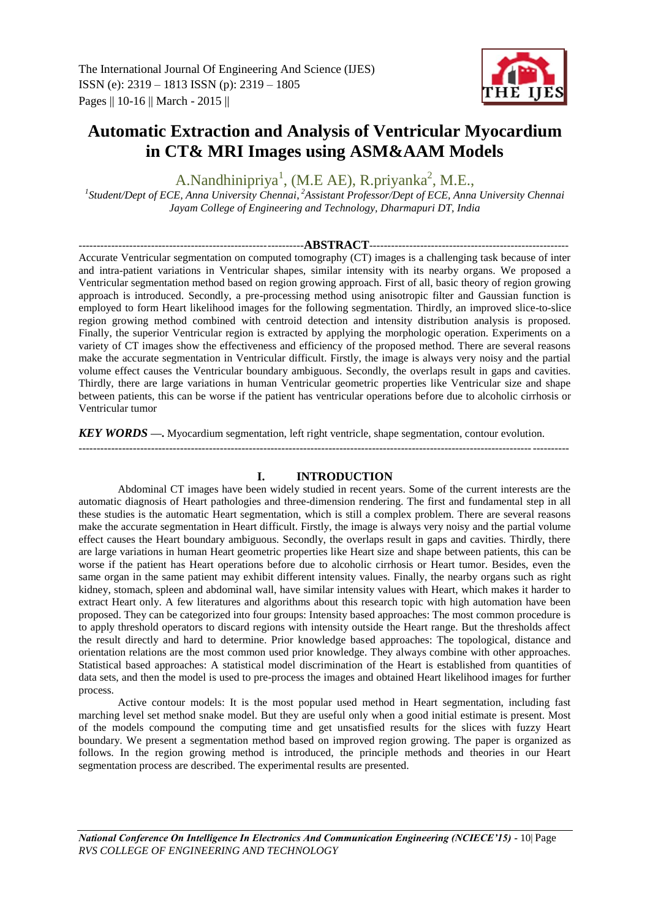The International Journal Of Engineering And Science (IJES)
ISSN (e): 2319 – 1813 ISSN (p): 2319 – 1805
Pages || 10-16 || March - 2015 ||

# Automatic Extraction and Analysis of Ventricular Myocardium in CT& MRI Images using ASM&AAM Models

A.Nandhinipriya[1], (M.E AE), R.priyanka[2], M.E.,

[1]Student/Dept of ECE, Anna University Chennai, [2]Assistant Professor/Dept of ECE, Anna University Chennai
Jayam College of Engineering and Technology, Dharmapuri DT, India

## ABSTRACT

Accurate Ventricular segmentation on computed tomography (CT) images is a challenging task because of inter and intra-patient variations in Ventricular shapes, similar intensity with its nearby organs. We proposed a Ventricular segmentation method based on region growing approach. First of all, basic theory of region growing approach is introduced. Secondly, a pre-processing method using anisotropic filter and Gaussian function is employed to form Heart likelihood images for the following segmentation. Thirdly, an improved slice-to-slice region growing method combined with centroid detection and intensity distribution analysis is proposed. Finally, the superior Ventricular region is extracted by applying the morphologic operation. Experiments on a variety of CT images show the effectiveness and efficiency of the proposed method. There are several reasons make the accurate segmentation in Ventricular difficult. Firstly, the image is always very noisy and the partial volume effect causes the Ventricular boundary ambiguous. Secondly, the overlaps result in gaps and cavities. Thirdly, there are large variations in human Ventricular geometric properties like Ventricular size and shape between patients, this can be worse if the patient has ventricular operations before due to alcoholic cirrhosis or Ventricular tumor

***KEY WORDS —.*** Myocardium segmentation, left right ventricle, shape segmentation, contour evolution.

## I. INTRODUCTION

Abdominal CT images have been widely studied in recent years. Some of the current interests are the automatic diagnosis of Heart pathologies and three-dimension rendering. The first and fundamental step in all these studies is the automatic Heart segmentation, which is still a complex problem. There are several reasons make the accurate segmentation in Heart difficult. Firstly, the image is always very noisy and the partial volume effect causes the Heart boundary ambiguous. Secondly, the overlaps result in gaps and cavities. Thirdly, there are large variations in human Heart geometric properties like Heart size and shape between patients, this can be worse if the patient has Heart operations before due to alcoholic cirrhosis or Heart tumor. Besides, even the same organ in the same patient may exhibit different intensity values. Finally, the nearby organs such as right kidney, stomach, spleen and abdominal wall, have similar intensity values with Heart, which makes it harder to extract Heart only. A few literatures and algorithms about this research topic with high automation have been proposed. They can be categorized into four groups: Intensity based approaches: The most common procedure is to apply threshold operators to discard regions with intensity outside the Heart range. But the thresholds affect the result directly and hard to determine. Prior knowledge based approaches: The topological, distance and orientation relations are the most common used prior knowledge. They always combine with other approaches. Statistical based approaches: A statistical model discrimination of the Heart is established from quantities of data sets, and then the model is used to pre-process the images and obtained Heart likelihood images for further process.

Active contour models: It is the most popular used method in Heart segmentation, including fast marching level set method snake model. But they are useful only when a good initial estimate is present. Most of the models compound the computing time and get unsatisfied results for the slices with fuzzy Heart boundary. We present a segmentation method based on improved region growing. The paper is organized as follows. In the region growing method is introduced, the principle methods and theories in our Heart segmentation process are described. The experimental results are presented.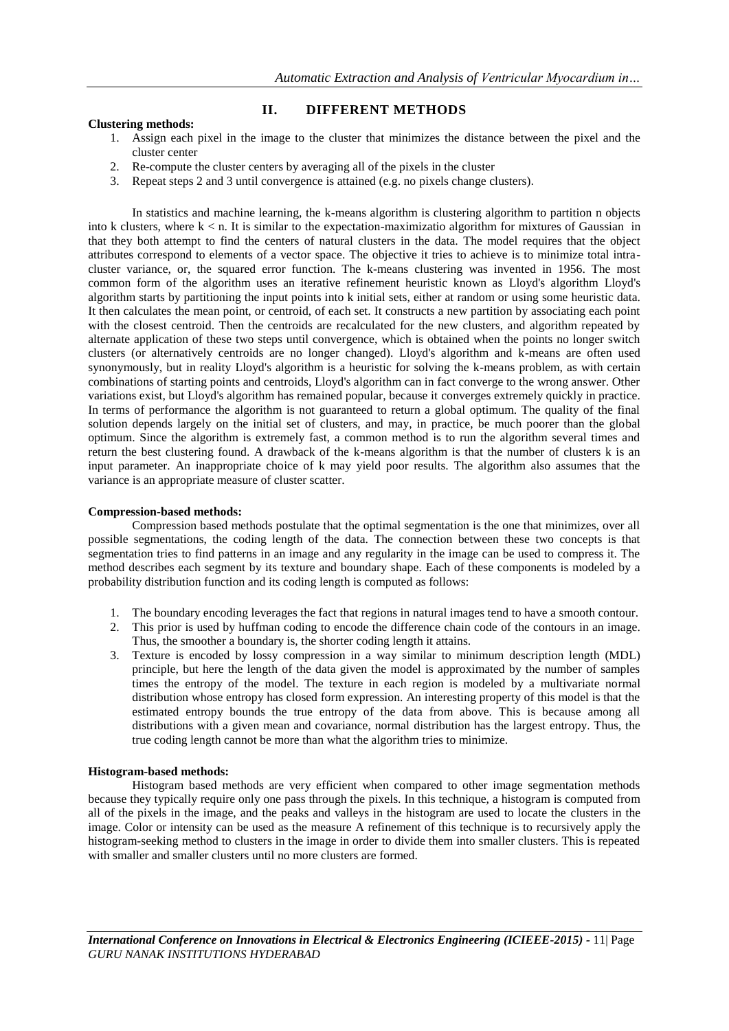## II. DIFFERENT METHODS

**Clustering methods:**

1. Assign each pixel in the image to the cluster that minimizes the distance between the pixel and the cluster center
2. Re-compute the cluster centers by averaging all of the pixels in the cluster
3. Repeat steps 2 and 3 until convergence is attained (e.g. no pixels change clusters).

In statistics and machine learning, the k-means algorithm is clustering algorithm to partition n objects into k clusters, where $k < n$. It is similar to the expectation-maximizatio algorithm for mixtures of Gaussian in that they both attempt to find the centers of natural clusters in the data. The model requires that the object attributes correspond to elements of a vector space. The objective it tries to achieve is to minimize total intra-cluster variance, or, the squared error function. The k-means clustering was invented in 1956. The most common form of the algorithm uses an iterative refinement heuristic known as Lloyd's algorithm Lloyd's algorithm starts by partitioning the input points into k initial sets, either at random or using some heuristic data. It then calculates the mean point, or centroid, of each set. It constructs a new partition by associating each point with the closest centroid. Then the centroids are recalculated for the new clusters, and algorithm repeated by alternate application of these two steps until convergence, which is obtained when the points no longer switch clusters (or alternatively centroids are no longer changed). Lloyd's algorithm and k-means are often used synonymously, but in reality Lloyd's algorithm is a heuristic for solving the k-means problem, as with certain combinations of starting points and centroids, Lloyd's algorithm can in fact converge to the wrong answer. Other variations exist, but Lloyd's algorithm has remained popular, because it converges extremely quickly in practice. In terms of performance the algorithm is not guaranteed to return a global optimum. The quality of the final solution depends largely on the initial set of clusters, and may, in practice, be much poorer than the global optimum. Since the algorithm is extremely fast, a common method is to run the algorithm several times and return the best clustering found. A drawback of the k-means algorithm is that the number of clusters k is an input parameter. An inappropriate choice of k may yield poor results. The algorithm also assumes that the variance is an appropriate measure of cluster scatter.

**Compression-based methods:**

Compression based methods postulate that the optimal segmentation is the one that minimizes, over all possible segmentations, the coding length of the data. The connection between these two concepts is that segmentation tries to find patterns in an image and any regularity in the image can be used to compress it. The method describes each segment by its texture and boundary shape. Each of these components is modeled by a probability distribution function and its coding length is computed as follows:

1. The boundary encoding leverages the fact that regions in natural images tend to have a smooth contour.
2. This prior is used by huffman coding to encode the difference chain code of the contours in an image. Thus, the smoother a boundary is, the shorter coding length it attains.
3. Texture is encoded by lossy compression in a way similar to minimum description length (MDL) principle, but here the length of the data given the model is approximated by the number of samples times the entropy of the model. The texture in each region is modeled by a multivariate normal distribution whose entropy has closed form expression. An interesting property of this model is that the estimated entropy bounds the true entropy of the data from above. This is because among all distributions with a given mean and covariance, normal distribution has the largest entropy. Thus, the true coding length cannot be more than what the algorithm tries to minimize.

**Histogram-based methods:**

Histogram based methods are very efficient when compared to other image segmentation methods because they typically require only one pass through the pixels. In this technique, a histogram is computed from all of the pixels in the image, and the peaks and valleys in the histogram are used to locate the clusters in the image. Color or intensity can be used as the measure A refinement of this technique is to recursively apply the histogram-seeking method to clusters in the image in order to divide them into smaller clusters. This is repeated with smaller and smaller clusters until no more clusters are formed.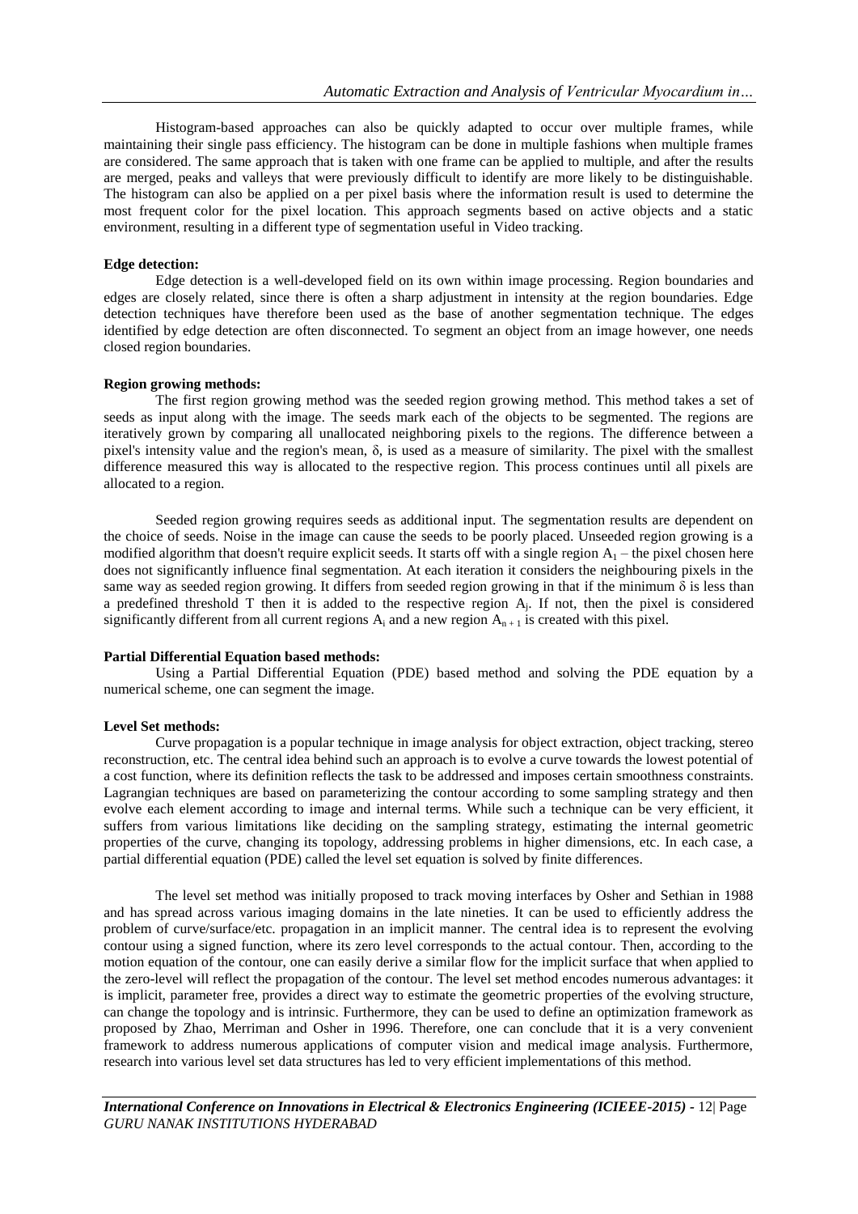Histogram-based approaches can also be quickly adapted to occur over multiple frames, while maintaining their single pass efficiency. The histogram can be done in multiple fashions when multiple frames are considered. The same approach that is taken with one frame can be applied to multiple, and after the results are merged, peaks and valleys that were previously difficult to identify are more likely to be distinguishable. The histogram can also be applied on a per pixel basis where the information result is used to determine the most frequent color for the pixel location. This approach segments based on active objects and a static environment, resulting in a different type of segmentation useful in Video tracking.

**Edge detection:**

Edge detection is a well-developed field on its own within image processing. Region boundaries and edges are closely related, since there is often a sharp adjustment in intensity at the region boundaries. Edge detection techniques have therefore been used as the base of another segmentation technique. The edges identified by edge detection are often disconnected. To segment an object from an image however, one needs closed region boundaries.

**Region growing methods:**

The first region growing method was the seeded region growing method. This method takes a set of seeds as input along with the image. The seeds mark each of the objects to be segmented. The regions are iteratively grown by comparing all unallocated neighboring pixels to the regions. The difference between a pixel's intensity value and the region's mean, $\delta$, is used as a measure of similarity. The pixel with the smallest difference measured this way is allocated to the respective region. This process continues until all pixels are allocated to a region.

Seeded region growing requires seeds as additional input. The segmentation results are dependent on the choice of seeds. Noise in the image can cause the seeds to be poorly placed. Unseeded region growing is a modified algorithm that doesn't require explicit seeds. It starts off with a single region $A_1$ – the pixel chosen here does not significantly influence final segmentation. At each iteration it considers the neighbouring pixels in the same way as seeded region growing. It differs from seeded region growing in that if the minimum $\delta$ is less than a predefined threshold T then it is added to the respective region $A_j$. If not, then the pixel is considered significantly different from all current regions $A_i$ and a new region $A_{n+1}$ is created with this pixel.

**Partial Differential Equation based methods:**

Using a Partial Differential Equation (PDE) based method and solving the PDE equation by a numerical scheme, one can segment the image.

**Level Set methods:**

Curve propagation is a popular technique in image analysis for object extraction, object tracking, stereo reconstruction, etc. The central idea behind such an approach is to evolve a curve towards the lowest potential of a cost function, where its definition reflects the task to be addressed and imposes certain smoothness constraints. Lagrangian techniques are based on parameterizing the contour according to some sampling strategy and then evolve each element according to image and internal terms. While such a technique can be very efficient, it suffers from various limitations like deciding on the sampling strategy, estimating the internal geometric properties of the curve, changing its topology, addressing problems in higher dimensions, etc. In each case, a partial differential equation (PDE) called the level set equation is solved by finite differences.

The level set method was initially proposed to track moving interfaces by Osher and Sethian in 1988 and has spread across various imaging domains in the late nineties. It can be used to efficiently address the problem of curve/surface/etc. propagation in an implicit manner. The central idea is to represent the evolving contour using a signed function, where its zero level corresponds to the actual contour. Then, according to the motion equation of the contour, one can easily derive a similar flow for the implicit surface that when applied to the zero-level will reflect the propagation of the contour. The level set method encodes numerous advantages: it is implicit, parameter free, provides a direct way to estimate the geometric properties of the evolving structure, can change the topology and is intrinsic. Furthermore, they can be used to define an optimization framework as proposed by Zhao, Merriman and Osher in 1996. Therefore, one can conclude that it is a very convenient framework to address numerous applications of computer vision and medical image analysis. Furthermore, research into various level set data structures has led to very efficient implementations of this method.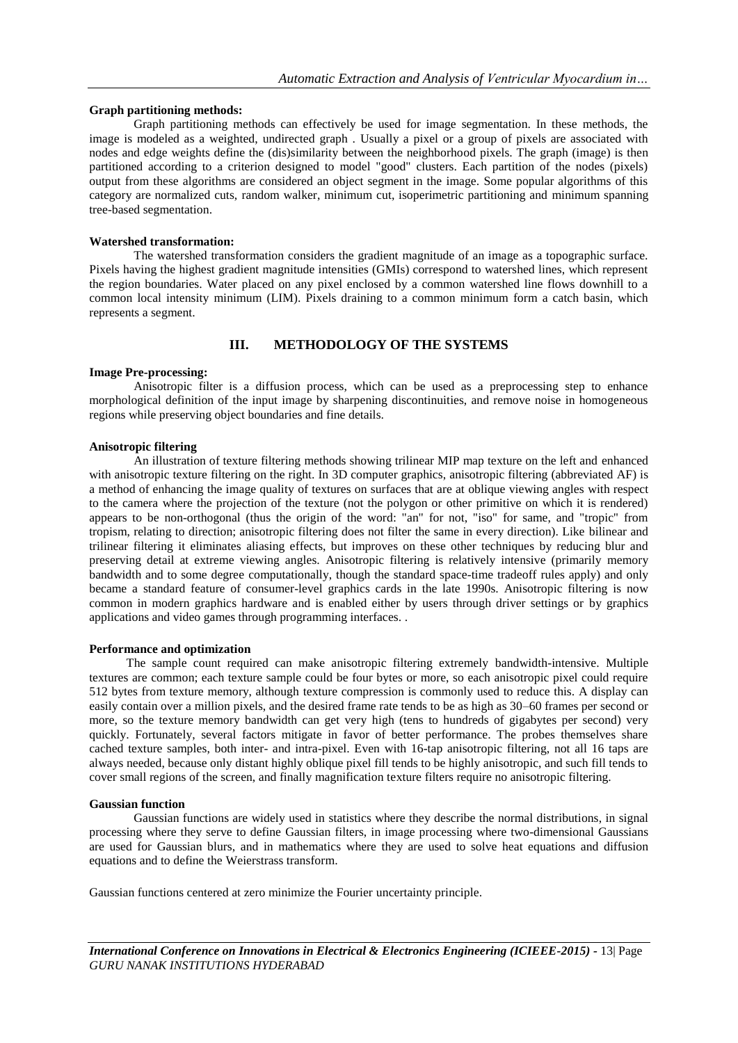**Graph partitioning methods:**

Graph partitioning methods can effectively be used for image segmentation. In these methods, the image is modeled as a weighted, undirected graph . Usually a pixel or a group of pixels are associated with nodes and edge weights define the (dis)similarity between the neighborhood pixels. The graph (image) is then partitioned according to a criterion designed to model "good" clusters. Each partition of the nodes (pixels) output from these algorithms are considered an object segment in the image. Some popular algorithms of this category are normalized cuts, random walker, minimum cut, isoperimetric partitioning and minimum spanning tree-based segmentation.

**Watershed transformation:**

The watershed transformation considers the gradient magnitude of an image as a topographic surface. Pixels having the highest gradient magnitude intensities (GMIs) correspond to watershed lines, which represent the region boundaries. Water placed on any pixel enclosed by a common watershed line flows downhill to a common local intensity minimum (LIM). Pixels draining to a common minimum form a catch basin, which represents a segment.

## III. METHODOLOGY OF THE SYSTEMS

**Image Pre-processing:**

Anisotropic filter is a diffusion process, which can be used as a preprocessing step to enhance morphological definition of the input image by sharpening discontinuities, and remove noise in homogeneous regions while preserving object boundaries and fine details.

**Anisotropic filtering**

An illustration of texture filtering methods showing trilinear MIP map texture on the left and enhanced with anisotropic texture filtering on the right. In 3D computer graphics, anisotropic filtering (abbreviated AF) is a method of enhancing the image quality of textures on surfaces that are at oblique viewing angles with respect to the camera where the projection of the texture (not the polygon or other primitive on which it is rendered) appears to be non-orthogonal (thus the origin of the word: "an" for not, "iso" for same, and "tropic" from tropism, relating to direction; anisotropic filtering does not filter the same in every direction). Like bilinear and trilinear filtering it eliminates aliasing effects, but improves on these other techniques by reducing blur and preserving detail at extreme viewing angles. Anisotropic filtering is relatively intensive (primarily memory bandwidth and to some degree computationally, though the standard space-time tradeoff rules apply) and only became a standard feature of consumer-level graphics cards in the late 1990s. Anisotropic filtering is now common in modern graphics hardware and is enabled either by users through driver settings or by graphics applications and video games through programming interfaces. .

**Performance and optimization**

The sample count required can make anisotropic filtering extremely bandwidth-intensive. Multiple textures are common; each texture sample could be four bytes or more, so each anisotropic pixel could require 512 bytes from texture memory, although texture compression is commonly used to reduce this. A display can easily contain over a million pixels, and the desired frame rate tends to be as high as 30–60 frames per second or more, so the texture memory bandwidth can get very high (tens to hundreds of gigabytes per second) very quickly. Fortunately, several factors mitigate in favor of better performance. The probes themselves share cached texture samples, both inter- and intra-pixel. Even with 16-tap anisotropic filtering, not all 16 taps are always needed, because only distant highly oblique pixel fill tends to be highly anisotropic, and such fill tends to cover small regions of the screen, and finally magnification texture filters require no anisotropic filtering.

**Gaussian function**

Gaussian functions are widely used in statistics where they describe the normal distributions, in signal processing where they serve to define Gaussian filters, in image processing where two-dimensional Gaussians are used for Gaussian blurs, and in mathematics where they are used to solve heat equations and diffusion equations and to define the Weierstrass transform.

Gaussian functions centered at zero minimize the Fourier uncertainty principle.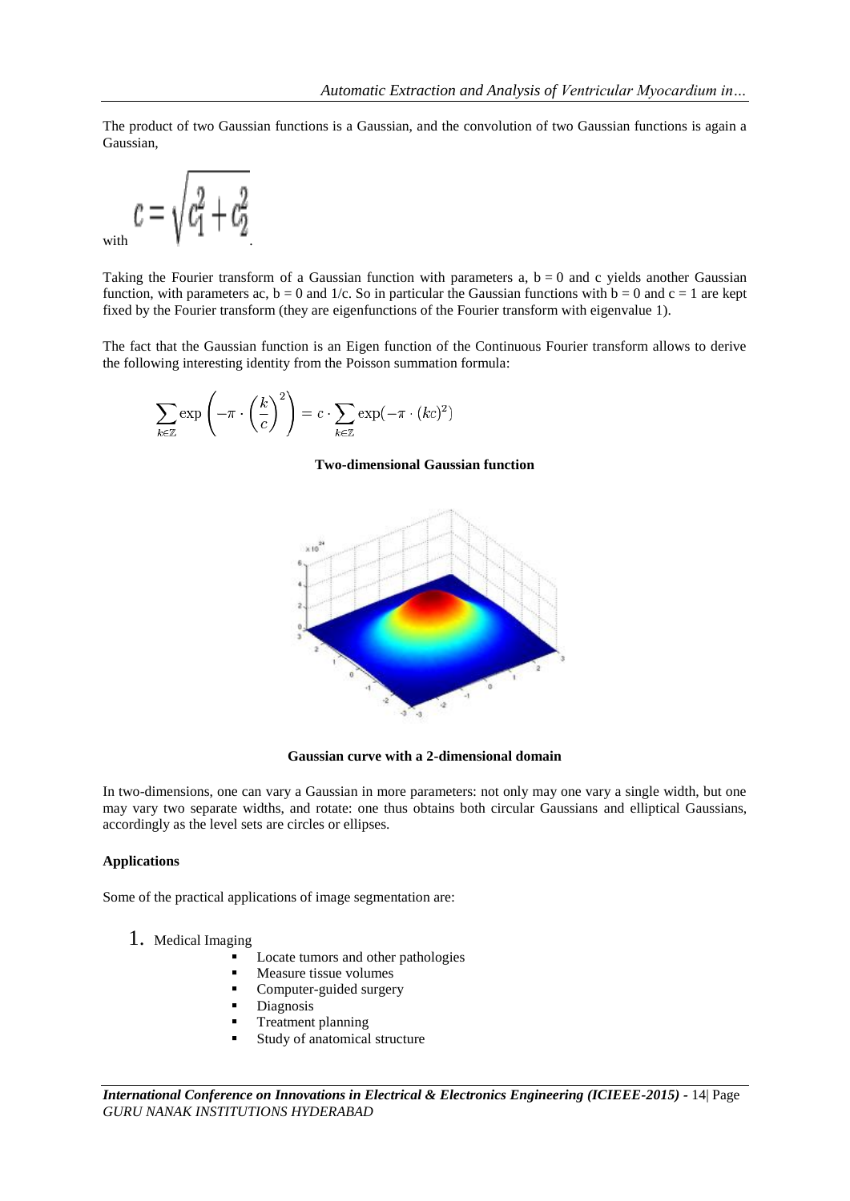The product of two Gaussian functions is a Gaussian, and the convolution of two Gaussian functions is again a Gaussian,

with $c = \sqrt{c_1^2 + c_2^2}$.

Taking the Fourier transform of a Gaussian function with parameters a, b = 0 and c yields another Gaussian function, with parameters ac, b = 0 and 1/c. So in particular the Gaussian functions with b = 0 and c = 1 are kept fixed by the Fourier transform (they are eigenfunctions of the Fourier transform with eigenvalue 1).

The fact that the Gaussian function is an Eigen function of the Continuous Fourier transform allows to derive the following interesting identity from the Poisson summation formula:

$$\sum_{k \in \mathbb{Z}} \exp\left(-\pi \cdot \left(\frac{k}{c}\right)^2\right) = c \cdot \sum_{k \in \mathbb{Z}} \exp(-\pi \cdot (kc)^2)$$

**Two-dimensional Gaussian function**

**Gaussian curve with a 2-dimensional domain**

In two-dimensions, one can vary a Gaussian in more parameters: not only may one vary a single width, but one may vary two separate widths, and rotate: one thus obtains both circular Gaussians and elliptical Gaussians, accordingly as the level sets are circles or ellipses.

**Applications**

Some of the practical applications of image segmentation are:

1. Medical Imaging
   - Locate tumors and other pathologies
   - Measure tissue volumes
   - Computer-guided surgery
   - Diagnosis
   - Treatment planning
   - Study of anatomical structure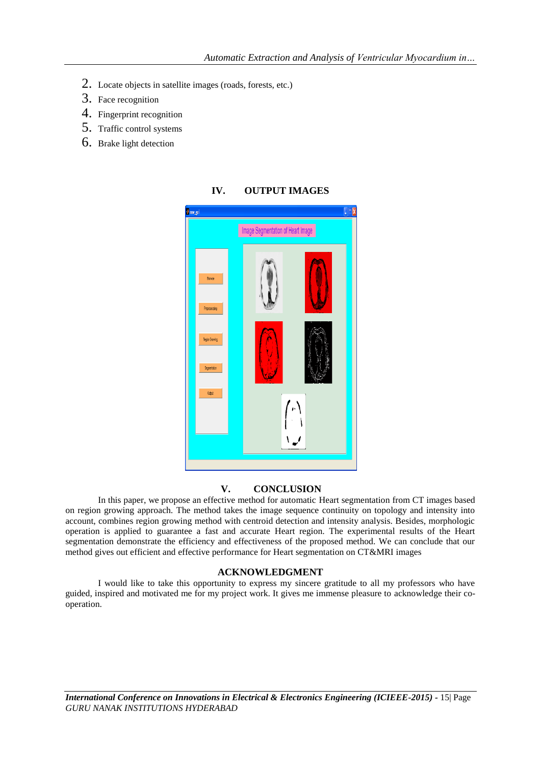2. Locate objects in satellite images (roads, forests, etc.)
3. Face recognition
4. Fingerprint recognition
5. Traffic control systems
6. Brake light detection

## IV. OUTPUT IMAGES

## V. CONCLUSION

In this paper, we propose an effective method for automatic Heart segmentation from CT images based on region growing approach. The method takes the image sequence continuity on topology and intensity into account, combines region growing method with centroid detection and intensity analysis. Besides, morphologic operation is applied to guarantee a fast and accurate Heart region. The experimental results of the Heart segmentation demonstrate the efficiency and effectiveness of the proposed method. We can conclude that our method gives out efficient and effective performance for Heart segmentation on CT&MRI images

## ACKNOWLEDGMENT

I would like to take this opportunity to express my sincere gratitude to all my professors who have guided, inspired and motivated me for my project work. It gives me immense pleasure to acknowledge their co-operation.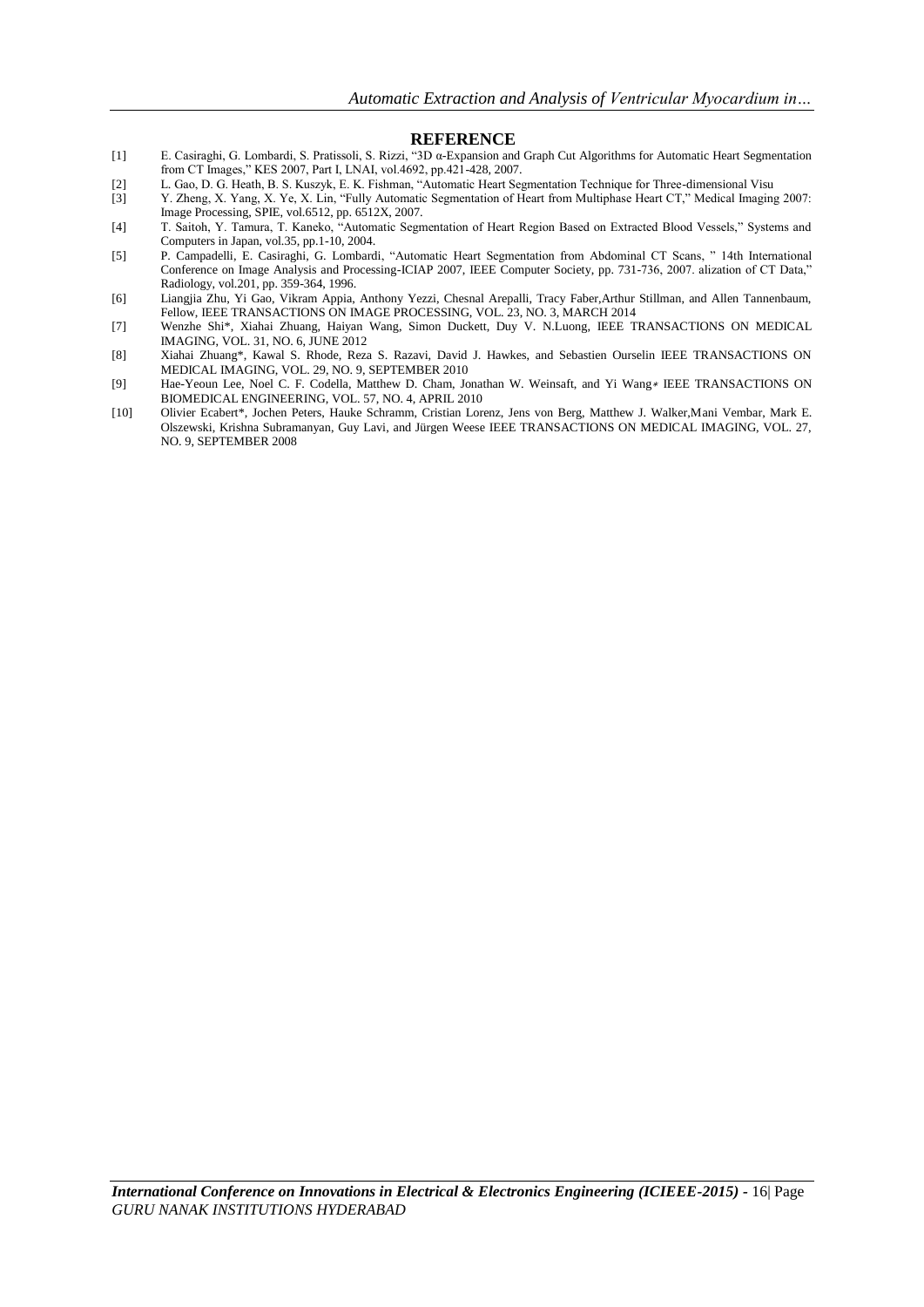## REFERENCE

[1] E. Casiraghi, G. Lombardi, S. Pratissoli, S. Rizzi, "3D α-Expansion and Graph Cut Algorithms for Automatic Heart Segmentation from CT Images," KES 2007, Part I, LNAI, vol.4692, pp.421-428, 2007.

[2] L. Gao, D. G. Heath, B. S. Kuszyk, E. K. Fishman, "Automatic Heart Segmentation Technique for Three-dimensional Visu

[3] Y. Zheng, X. Yang, X. Ye, X. Lin, "Fully Automatic Segmentation of Heart from Multiphase Heart CT," Medical Imaging 2007: Image Processing, SPIE, vol.6512, pp. 6512X, 2007.

[4] T. Saitoh, Y. Tamura, T. Kaneko, "Automatic Segmentation of Heart Region Based on Extracted Blood Vessels," Systems and Computers in Japan, vol.35, pp.1-10, 2004.

[5] P. Campadelli, E. Casiraghi, G. Lombardi, "Automatic Heart Segmentation from Abdominal CT Scans, " 14th International Conference on Image Analysis and Processing-ICIAP 2007, IEEE Computer Society, pp. 731-736, 2007. alization of CT Data," Radiology, vol.201, pp. 359-364, 1996.

[6] Liangjia Zhu, Yi Gao, Vikram Appia, Anthony Yezzi, Chesnal Arepalli, Tracy Faber,Arthur Stillman, and Allen Tannenbaum, Fellow, IEEE TRANSACTIONS ON IMAGE PROCESSING, VOL. 23, NO. 3, MARCH 2014

[7] Wenzhe Shi*, Xiahai Zhuang, Haiyan Wang, Simon Duckett, Duy V. N.Luong, IEEE TRANSACTIONS ON MEDICAL IMAGING, VOL. 31, NO. 6, JUNE 2012

[8] Xiahai Zhuang*, Kawal S. Rhode, Reza S. Razavi, David J. Hawkes, and Sebastien Ourselin IEEE TRANSACTIONS ON MEDICAL IMAGING, VOL. 29, NO. 9, SEPTEMBER 2010

[9] Hae-Yeoun Lee, Noel C. F. Codella, Matthew D. Cham, Jonathan W. Weinsaft, and Yi Wang∗ IEEE TRANSACTIONS ON BIOMEDICAL ENGINEERING, VOL. 57, NO. 4, APRIL 2010

[10] Olivier Ecabert*, Jochen Peters, Hauke Schramm, Cristian Lorenz, Jens von Berg, Matthew J. Walker,Mani Vembar, Mark E. Olszewski, Krishna Subramanyan, Guy Lavi, and Jürgen Weese IEEE TRANSACTIONS ON MEDICAL IMAGING, VOL. 27, NO. 9, SEPTEMBER 2008